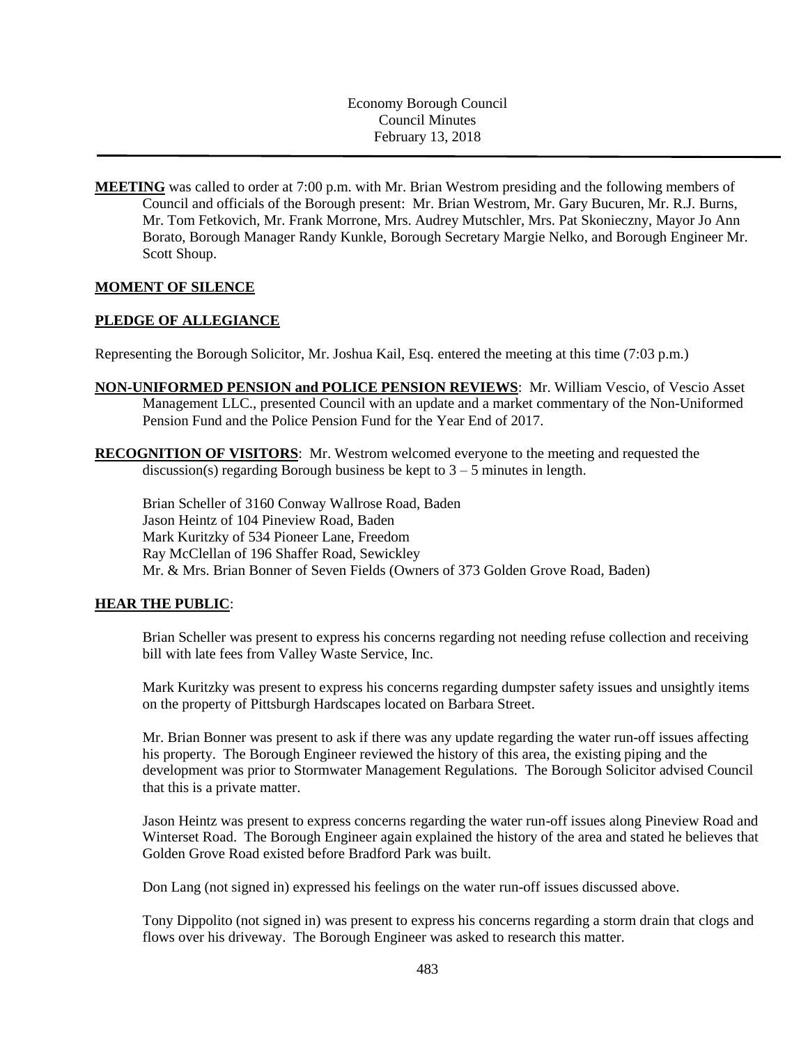Economy Borough Council
Council Minutes
February 13, 2018

**MEETING** was called to order at 7:00 p.m. with Mr. Brian Westrom presiding and the following members of Council and officials of the Borough present: Mr. Brian Westrom, Mr. Gary Bucuren, Mr. R.J. Burns, Mr. Tom Fetkovich, Mr. Frank Morrone, Mrs. Audrey Mutschler, Mrs. Pat Skonieczny, Mayor Jo Ann Borato, Borough Manager Randy Kunkle, Borough Secretary Margie Nelko, and Borough Engineer Mr. Scott Shoup.

**MOMENT OF SILENCE**

**PLEDGE OF ALLEGIANCE**

Representing the Borough Solicitor, Mr. Joshua Kail, Esq. entered the meeting at this time (7:03 p.m.)

**NON-UNIFORMED PENSION and POLICE PENSION REVIEWS**: Mr. William Vescio, of Vescio Asset Management LLC., presented Council with an update and a market commentary of the Non-Uniformed Pension Fund and the Police Pension Fund for the Year End of 2017.

**RECOGNITION OF VISITORS**: Mr. Westrom welcomed everyone to the meeting and requested the discussion(s) regarding Borough business be kept to 3 – 5 minutes in length.

Brian Scheller of 3160 Conway Wallrose Road, Baden
Jason Heintz of 104 Pineview Road, Baden
Mark Kuritzky of 534 Pioneer Lane, Freedom
Ray McClellan of 196 Shaffer Road, Sewickley
Mr. & Mrs. Brian Bonner of Seven Fields (Owners of 373 Golden Grove Road, Baden)

**HEAR THE PUBLIC**:

Brian Scheller was present to express his concerns regarding not needing refuse collection and receiving bill with late fees from Valley Waste Service, Inc.

Mark Kuritzky was present to express his concerns regarding dumpster safety issues and unsightly items on the property of Pittsburgh Hardscapes located on Barbara Street.

Mr. Brian Bonner was present to ask if there was any update regarding the water run-off issues affecting his property. The Borough Engineer reviewed the history of this area, the existing piping and the development was prior to Stormwater Management Regulations. The Borough Solicitor advised Council that this is a private matter.

Jason Heintz was present to express concerns regarding the water run-off issues along Pineview Road and Winterset Road. The Borough Engineer again explained the history of the area and stated he believes that Golden Grove Road existed before Bradford Park was built.

Don Lang (not signed in) expressed his feelings on the water run-off issues discussed above.

Tony Dippolito (not signed in) was present to express his concerns regarding a storm drain that clogs and flows over his driveway. The Borough Engineer was asked to research this matter.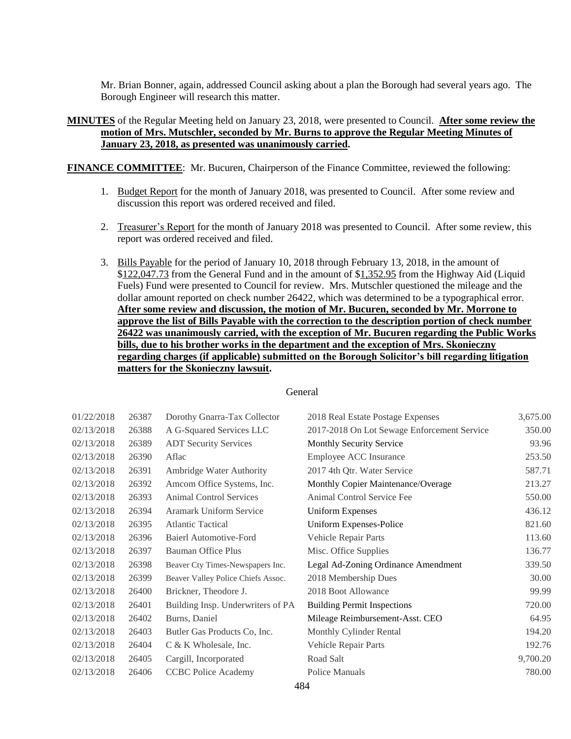Mr. Brian Bonner, again, addressed Council asking about a plan the Borough had several years ago. The Borough Engineer will research this matter.

**MINUTES** of the Regular Meeting held on January 23, 2018, were presented to Council. **After some review the motion of Mrs. Mutschler, seconded by Mr. Burns to approve the Regular Meeting Minutes of January 23, 2018, as presented was unanimously carried.**

**FINANCE COMMITTEE**: Mr. Bucuren, Chairperson of the Finance Committee, reviewed the following:

1. Budget Report for the month of January 2018, was presented to Council. After some review and discussion this report was ordered received and filed.

2. Treasurer's Report for the month of January 2018 was presented to Council. After some review, this report was ordered received and filed.

3. Bills Payable for the period of January 10, 2018 through February 13, 2018, in the amount of $122,047.73 from the General Fund and in the amount of $1,352.95 from the Highway Aid (Liquid Fuels) Fund were presented to Council for review. Mrs. Mutschler questioned the mileage and the dollar amount reported on check number 26422, which was determined to be a typographical error. **After some review and discussion, the motion of Mr. Bucuren, seconded by Mr. Morrone to approve the list of Bills Payable with the correction to the description portion of check number 26422 was unanimously carried, with the exception of Mr. Bucuren regarding the Public Works bills, due to his brother works in the department and the exception of Mrs. Skonieczny regarding charges (if applicable) submitted on the Borough Solicitor's bill regarding litigation matters for the Skonieczny lawsuit.**

General

| | | | | |
|---|---|---|---|---|
| 01/22/2018 | 26387 | Dorothy Gnarra-Tax Collector | 2018 Real Estate Postage Expenses | 3,675.00 |
| 02/13/2018 | 26388 | A G-Squared Services LLC | 2017-2018 On Lot Sewage Enforcement Service | 350.00 |
| 02/13/2018 | 26389 | ADT Security Services | Monthly Security Service | 93.96 |
| 02/13/2018 | 26390 | Aflac | Employee ACC Insurance | 253.50 |
| 02/13/2018 | 26391 | Ambridge Water Authority | 2017 4th Qtr. Water Service | 587.71 |
| 02/13/2018 | 26392 | Amcom Office Systems, Inc. | Monthly Copier Maintenance/Overage | 213.27 |
| 02/13/2018 | 26393 | Animal Control Services | Animal Control Service Fee | 550.00 |
| 02/13/2018 | 26394 | Aramark Uniform Service | Uniform Expenses | 436.12 |
| 02/13/2018 | 26395 | Atlantic Tactical | Uniform Expenses-Police | 821.60 |
| 02/13/2018 | 26396 | Baierl Automotive-Ford | Vehicle Repair Parts | 113.60 |
| 02/13/2018 | 26397 | Bauman Office Plus | Misc. Office Supplies | 136.77 |
| 02/13/2018 | 26398 | Beaver Cty Times-Newspapers Inc. | Legal Ad-Zoning Ordinance Amendment | 339.50 |
| 02/13/2018 | 26399 | Beaver Valley Police Chiefs Assoc. | 2018 Membership Dues | 30.00 |
| 02/13/2018 | 26400 | Brickner, Theodore J. | 2018 Boot Allowance | 99.99 |
| 02/13/2018 | 26401 | Building Insp. Underwriters of PA | Building Permit Inspections | 720.00 |
| 02/13/2018 | 26402 | Burns, Daniel | Mileage Reimbursement-Asst. CEO | 64.95 |
| 02/13/2018 | 26403 | Butler Gas Products Co, Inc. | Monthly Cylinder Rental | 194.20 |
| 02/13/2018 | 26404 | C & K Wholesale, Inc. | Vehicle Repair Parts | 192.76 |
| 02/13/2018 | 26405 | Cargill, Incorporated | Road Salt | 9,700.20 |
| 02/13/2018 | 26406 | CCBC Police Academy | Police Manuals | 780.00 |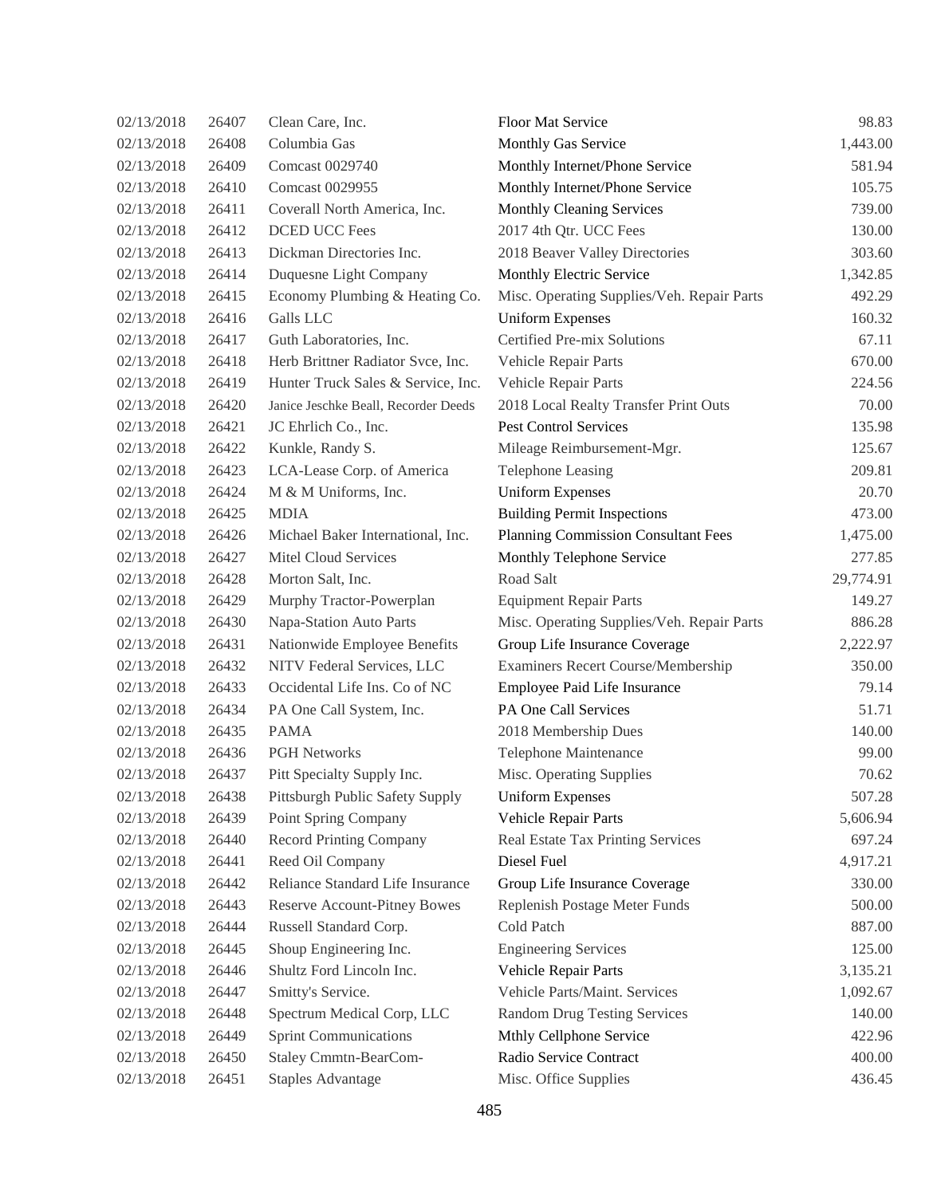| 02/13/2018 | 26407 | Clean Care, Inc. | Floor Mat Service | 98.83 |
|---|---|---|---|---|
| 02/13/2018 | 26408 | Columbia Gas | Monthly Gas Service | 1,443.00 |
| 02/13/2018 | 26409 | Comcast 0029740 | Monthly Internet/Phone Service | 581.94 |
| 02/13/2018 | 26410 | Comcast 0029955 | Monthly Internet/Phone Service | 105.75 |
| 02/13/2018 | 26411 | Coverall North America, Inc. | Monthly Cleaning Services | 739.00 |
| 02/13/2018 | 26412 | DCED UCC Fees | 2017 4th Qtr. UCC Fees | 130.00 |
| 02/13/2018 | 26413 | Dickman Directories Inc. | 2018 Beaver Valley Directories | 303.60 |
| 02/13/2018 | 26414 | Duquesne Light Company | Monthly Electric Service | 1,342.85 |
| 02/13/2018 | 26415 | Economy Plumbing & Heating Co. | Misc. Operating Supplies/Veh. Repair Parts | 492.29 |
| 02/13/2018 | 26416 | Galls LLC | Uniform Expenses | 160.32 |
| 02/13/2018 | 26417 | Guth Laboratories, Inc. | Certified Pre-mix Solutions | 67.11 |
| 02/13/2018 | 26418 | Herb Brittner Radiator Svce, Inc. | Vehicle Repair Parts | 670.00 |
| 02/13/2018 | 26419 | Hunter Truck Sales & Service, Inc. | Vehicle Repair Parts | 224.56 |
| 02/13/2018 | 26420 | Janice Jeschke Beall, Recorder Deeds | 2018 Local Realty Transfer Print Outs | 70.00 |
| 02/13/2018 | 26421 | JC Ehrlich Co., Inc. | Pest Control Services | 135.98 |
| 02/13/2018 | 26422 | Kunkle, Randy S. | Mileage Reimbursement-Mgr. | 125.67 |
| 02/13/2018 | 26423 | LCA-Lease Corp. of America | Telephone Leasing | 209.81 |
| 02/13/2018 | 26424 | M & M Uniforms, Inc. | Uniform Expenses | 20.70 |
| 02/13/2018 | 26425 | MDIA | Building Permit Inspections | 473.00 |
| 02/13/2018 | 26426 | Michael Baker International, Inc. | Planning Commission Consultant Fees | 1,475.00 |
| 02/13/2018 | 26427 | Mitel Cloud Services | Monthly Telephone Service | 277.85 |
| 02/13/2018 | 26428 | Morton Salt, Inc. | Road Salt | 29,774.91 |
| 02/13/2018 | 26429 | Murphy Tractor-Powerplan | Equipment Repair Parts | 149.27 |
| 02/13/2018 | 26430 | Napa-Station Auto Parts | Misc. Operating Supplies/Veh. Repair Parts | 886.28 |
| 02/13/2018 | 26431 | Nationwide Employee Benefits | Group Life Insurance Coverage | 2,222.97 |
| 02/13/2018 | 26432 | NITV Federal Services, LLC | Examiners Recert Course/Membership | 350.00 |
| 02/13/2018 | 26433 | Occidental Life Ins. Co of NC | Employee Paid Life Insurance | 79.14 |
| 02/13/2018 | 26434 | PA One Call System, Inc. | PA One Call Services | 51.71 |
| 02/13/2018 | 26435 | PAMA | 2018 Membership Dues | 140.00 |
| 02/13/2018 | 26436 | PGH Networks | Telephone Maintenance | 99.00 |
| 02/13/2018 | 26437 | Pitt Specialty Supply Inc. | Misc. Operating Supplies | 70.62 |
| 02/13/2018 | 26438 | Pittsburgh Public Safety Supply | Uniform Expenses | 507.28 |
| 02/13/2018 | 26439 | Point Spring Company | Vehicle Repair Parts | 5,606.94 |
| 02/13/2018 | 26440 | Record Printing Company | Real Estate Tax Printing Services | 697.24 |
| 02/13/2018 | 26441 | Reed Oil Company | Diesel Fuel | 4,917.21 |
| 02/13/2018 | 26442 | Reliance Standard Life Insurance | Group Life Insurance Coverage | 330.00 |
| 02/13/2018 | 26443 | Reserve Account-Pitney Bowes | Replenish Postage Meter Funds | 500.00 |
| 02/13/2018 | 26444 | Russell Standard Corp. | Cold Patch | 887.00 |
| 02/13/2018 | 26445 | Shoup Engineering Inc. | Engineering Services | 125.00 |
| 02/13/2018 | 26446 | Shultz Ford Lincoln Inc. | Vehicle Repair Parts | 3,135.21 |
| 02/13/2018 | 26447 | Smitty's Service. | Vehicle Parts/Maint. Services | 1,092.67 |
| 02/13/2018 | 26448 | Spectrum Medical Corp, LLC | Random Drug Testing Services | 140.00 |
| 02/13/2018 | 26449 | Sprint Communications | Mthly Cellphone Service | 422.96 |
| 02/13/2018 | 26450 | Staley Cmmtn-BearCom- | Radio Service Contract | 400.00 |
| 02/13/2018 | 26451 | Staples Advantage | Misc. Office Supplies | 436.45 |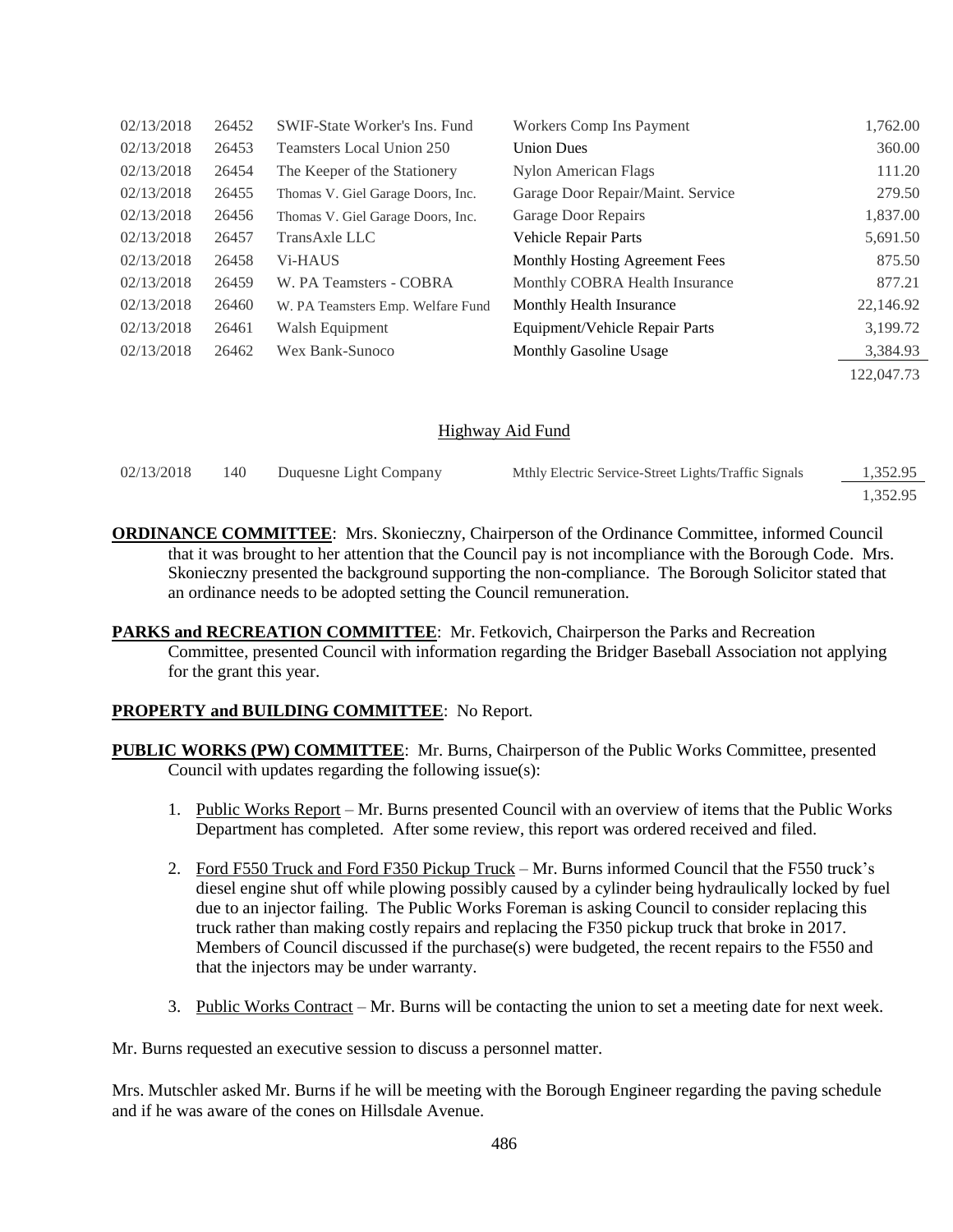| | | | | |
|---|---|---|---|---|
| 02/13/2018 | 26452 | SWIF-State Worker's Ins. Fund | Workers Comp Ins Payment | 1,762.00 |
| 02/13/2018 | 26453 | Teamsters Local Union 250 | Union Dues | 360.00 |
| 02/13/2018 | 26454 | The Keeper of the Stationery | Nylon American Flags | 111.20 |
| 02/13/2018 | 26455 | Thomas V. Giel Garage Doors, Inc. | Garage Door Repair/Maint. Service | 279.50 |
| 02/13/2018 | 26456 | Thomas V. Giel Garage Doors, Inc. | Garage Door Repairs | 1,837.00 |
| 02/13/2018 | 26457 | TransAxle LLC | Vehicle Repair Parts | 5,691.50 |
| 02/13/2018 | 26458 | Vi-HAUS | Monthly Hosting Agreement Fees | 875.50 |
| 02/13/2018 | 26459 | W. PA Teamsters - COBRA | Monthly COBRA Health Insurance | 877.21 |
| 02/13/2018 | 26460 | W. PA Teamsters Emp. Welfare Fund | Monthly Health Insurance | 22,146.92 |
| 02/13/2018 | 26461 | Walsh Equipment | Equipment/Vehicle Repair Parts | 3,199.72 |
| 02/13/2018 | 26462 | Wex Bank-Sunoco | Monthly Gasoline Usage | 3,384.93 |
| | | | | 122,047.73 |

Highway Aid Fund

| | | | | |
|---|---|---|---|---|
| 02/13/2018 | 140 | Duquesne Light Company | Mthly Electric Service-Street Lights/Traffic Signals | 1,352.95 |
| | | | | 1,352.95 |

**ORDINANCE COMMITTEE**: Mrs. Skonieczny, Chairperson of the Ordinance Committee, informed Council that it was brought to her attention that the Council pay is not incompliance with the Borough Code. Mrs. Skonieczny presented the background supporting the non-compliance. The Borough Solicitor stated that an ordinance needs to be adopted setting the Council remuneration.

**PARKS and RECREATION COMMITTEE**: Mr. Fetkovich, Chairperson the Parks and Recreation Committee, presented Council with information regarding the Bridger Baseball Association not applying for the grant this year.

**PROPERTY and BUILDING COMMITTEE**: No Report.

**PUBLIC WORKS (PW) COMMITTEE**: Mr. Burns, Chairperson of the Public Works Committee, presented Council with updates regarding the following issue(s):

1. Public Works Report – Mr. Burns presented Council with an overview of items that the Public Works Department has completed. After some review, this report was ordered received and filed.

2. Ford F550 Truck and Ford F350 Pickup Truck – Mr. Burns informed Council that the F550 truck's diesel engine shut off while plowing possibly caused by a cylinder being hydraulically locked by fuel due to an injector failing. The Public Works Foreman is asking Council to consider replacing this truck rather than making costly repairs and replacing the F350 pickup truck that broke in 2017. Members of Council discussed if the purchase(s) were budgeted, the recent repairs to the F550 and that the injectors may be under warranty.

3. Public Works Contract – Mr. Burns will be contacting the union to set a meeting date for next week.

Mr. Burns requested an executive session to discuss a personnel matter.

Mrs. Mutschler asked Mr. Burns if he will be meeting with the Borough Engineer regarding the paving schedule and if he was aware of the cones on Hillsdale Avenue.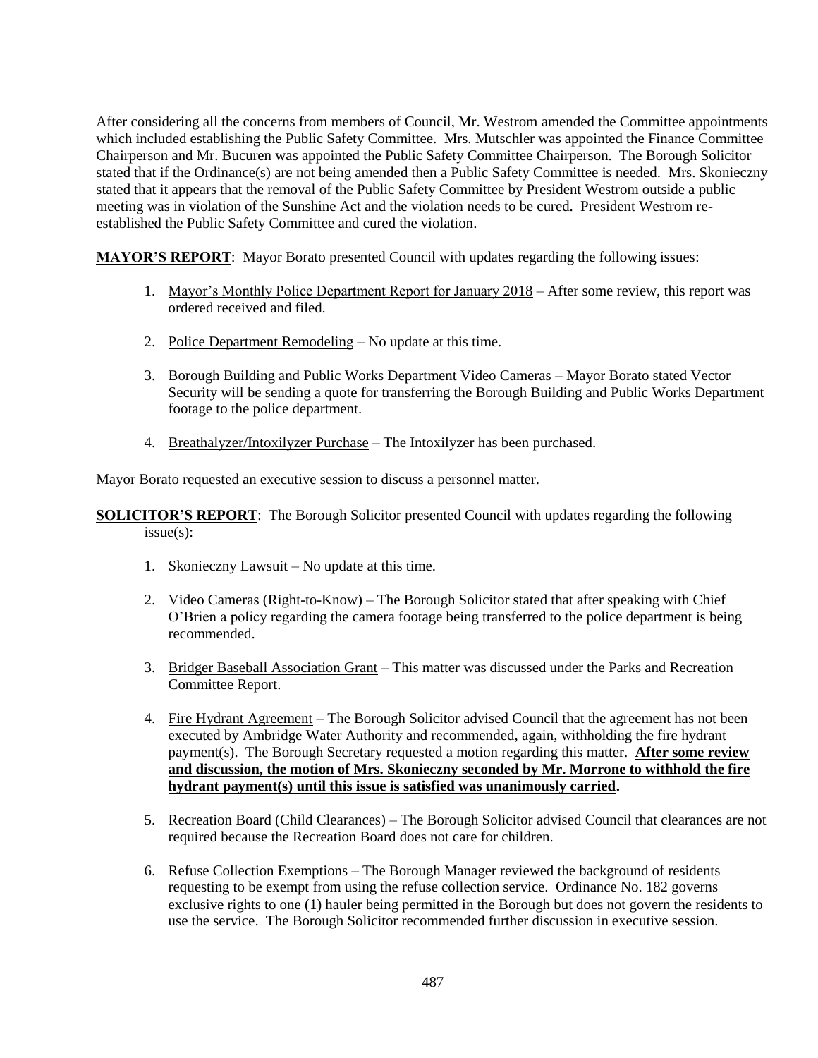After considering all the concerns from members of Council, Mr. Westrom amended the Committee appointments which included establishing the Public Safety Committee. Mrs. Mutschler was appointed the Finance Committee Chairperson and Mr. Bucuren was appointed the Public Safety Committee Chairperson. The Borough Solicitor stated that if the Ordinance(s) are not being amended then a Public Safety Committee is needed. Mrs. Skonieczny stated that it appears that the removal of the Public Safety Committee by President Westrom outside a public meeting was in violation of the Sunshine Act and the violation needs to be cured. President Westrom re-established the Public Safety Committee and cured the violation.

**MAYOR'S REPORT**: Mayor Borato presented Council with updates regarding the following issues:

1. Mayor's Monthly Police Department Report for January 2018 – After some review, this report was ordered received and filed.

2. Police Department Remodeling – No update at this time.

3. Borough Building and Public Works Department Video Cameras – Mayor Borato stated Vector Security will be sending a quote for transferring the Borough Building and Public Works Department footage to the police department.

4. Breathalyzer/Intoxilyzer Purchase – The Intoxilyzer has been purchased.

Mayor Borato requested an executive session to discuss a personnel matter.

**SOLICITOR'S REPORT**: The Borough Solicitor presented Council with updates regarding the following issue(s):

1. Skonieczny Lawsuit – No update at this time.

2. Video Cameras (Right-to-Know) – The Borough Solicitor stated that after speaking with Chief O'Brien a policy regarding the camera footage being transferred to the police department is being recommended.

3. Bridger Baseball Association Grant – This matter was discussed under the Parks and Recreation Committee Report.

4. Fire Hydrant Agreement – The Borough Solicitor advised Council that the agreement has not been executed by Ambridge Water Authority and recommended, again, withholding the fire hydrant payment(s). The Borough Secretary requested a motion regarding this matter. **After some review and discussion, the motion of Mrs. Skonieczny seconded by Mr. Morrone to withhold the fire hydrant payment(s) until this issue is satisfied was unanimously carried.**

5. Recreation Board (Child Clearances) – The Borough Solicitor advised Council that clearances are not required because the Recreation Board does not care for children.

6. Refuse Collection Exemptions – The Borough Manager reviewed the background of residents requesting to be exempt from using the refuse collection service. Ordinance No. 182 governs exclusive rights to one (1) hauler being permitted in the Borough but does not govern the residents to use the service. The Borough Solicitor recommended further discussion in executive session.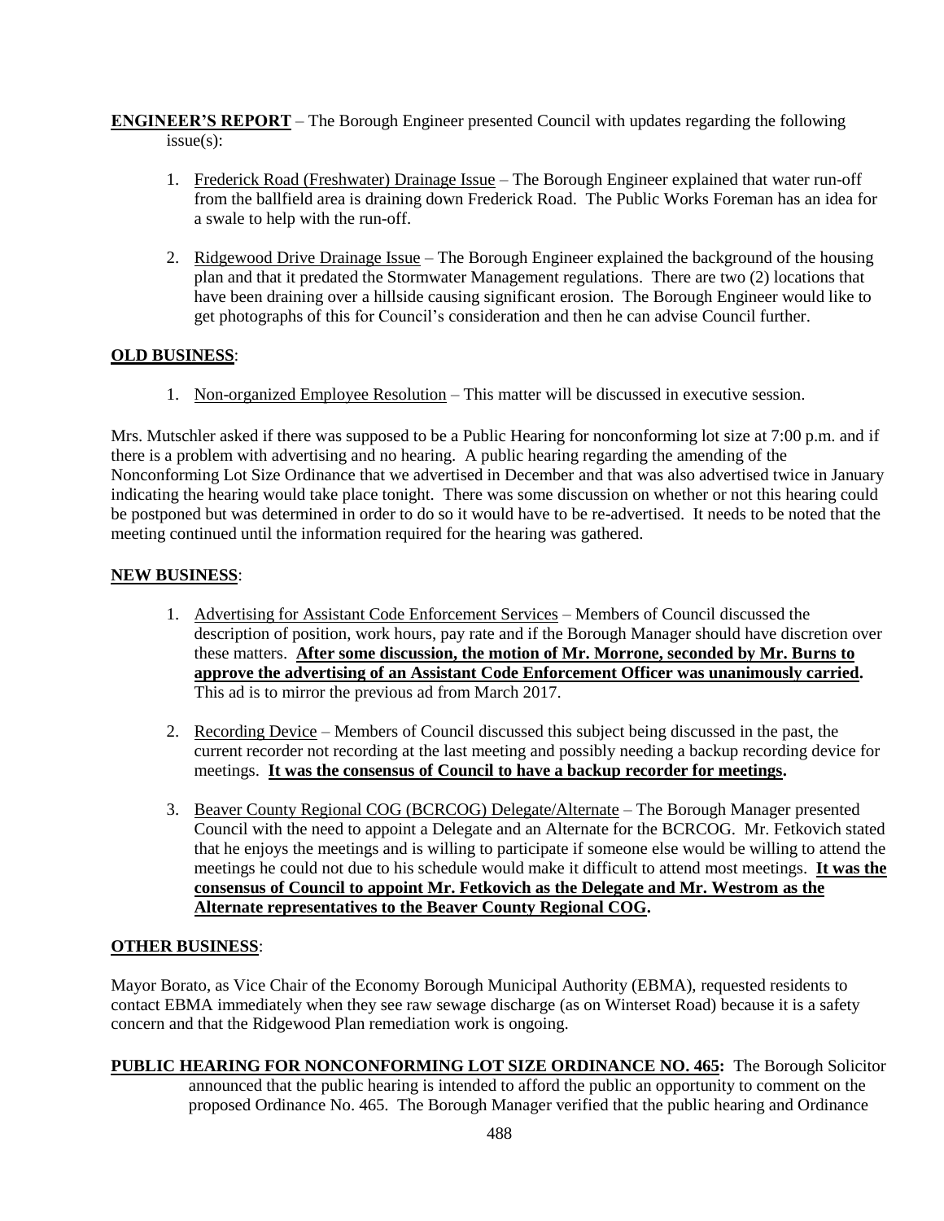**ENGINEER'S REPORT** – The Borough Engineer presented Council with updates regarding the following issue(s):

1. Frederick Road (Freshwater) Drainage Issue – The Borough Engineer explained that water run-off from the ballfield area is draining down Frederick Road. The Public Works Foreman has an idea for a swale to help with the run-off.

2. Ridgewood Drive Drainage Issue – The Borough Engineer explained the background of the housing plan and that it predated the Stormwater Management regulations. There are two (2) locations that have been draining over a hillside causing significant erosion. The Borough Engineer would like to get photographs of this for Council's consideration and then he can advise Council further.

**OLD BUSINESS**:

1. Non-organized Employee Resolution – This matter will be discussed in executive session.

Mrs. Mutschler asked if there was supposed to be a Public Hearing for nonconforming lot size at 7:00 p.m. and if there is a problem with advertising and no hearing. A public hearing regarding the amending of the Nonconforming Lot Size Ordinance that we advertised in December and that was also advertised twice in January indicating the hearing would take place tonight. There was some discussion on whether or not this hearing could be postponed but was determined in order to do so it would have to be re-advertised. It needs to be noted that the meeting continued until the information required for the hearing was gathered.

**NEW BUSINESS**:

1. Advertising for Assistant Code Enforcement Services – Members of Council discussed the description of position, work hours, pay rate and if the Borough Manager should have discretion over these matters. **After some discussion, the motion of Mr. Morrone, seconded by Mr. Burns to approve the advertising of an Assistant Code Enforcement Officer was unanimously carried.** This ad is to mirror the previous ad from March 2017.

2. Recording Device – Members of Council discussed this subject being discussed in the past, the current recorder not recording at the last meeting and possibly needing a backup recording device for meetings. **It was the consensus of Council to have a backup recorder for meetings.**

3. Beaver County Regional COG (BCRCOG) Delegate/Alternate – The Borough Manager presented Council with the need to appoint a Delegate and an Alternate for the BCRCOG. Mr. Fetkovich stated that he enjoys the meetings and is willing to participate if someone else would be willing to attend the meetings he could not due to his schedule would make it difficult to attend most meetings. **It was the consensus of Council to appoint Mr. Fetkovich as the Delegate and Mr. Westrom as the Alternate representatives to the Beaver County Regional COG.**

**OTHER BUSINESS**:

Mayor Borato, as Vice Chair of the Economy Borough Municipal Authority (EBMA), requested residents to contact EBMA immediately when they see raw sewage discharge (as on Winterset Road) because it is a safety concern and that the Ridgewood Plan remediation work is ongoing.

**PUBLIC HEARING FOR NONCONFORMING LOT SIZE ORDINANCE NO. 465:** The Borough Solicitor announced that the public hearing is intended to afford the public an opportunity to comment on the proposed Ordinance No. 465. The Borough Manager verified that the public hearing and Ordinance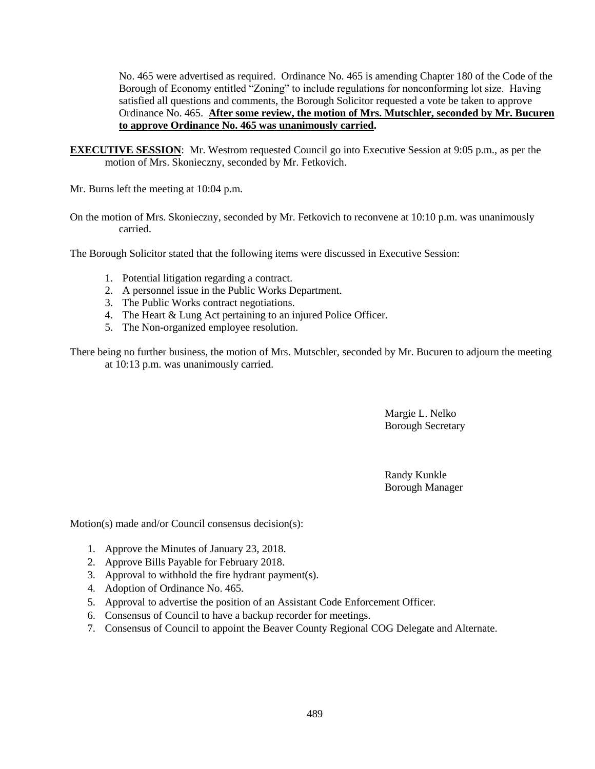No. 465 were advertised as required. Ordinance No. 465 is amending Chapter 180 of the Code of the Borough of Economy entitled "Zoning" to include regulations for nonconforming lot size. Having satisfied all questions and comments, the Borough Solicitor requested a vote be taken to approve Ordinance No. 465. **After some review, the motion of Mrs. Mutschler, seconded by Mr. Bucuren to approve Ordinance No. 465 was unanimously carried.**

**EXECUTIVE SESSION**: Mr. Westrom requested Council go into Executive Session at 9:05 p.m., as per the motion of Mrs. Skonieczny, seconded by Mr. Fetkovich.

Mr. Burns left the meeting at 10:04 p.m.

On the motion of Mrs. Skonieczny, seconded by Mr. Fetkovich to reconvene at 10:10 p.m. was unanimously carried.

The Borough Solicitor stated that the following items were discussed in Executive Session:

1. Potential litigation regarding a contract.
2. A personnel issue in the Public Works Department.
3. The Public Works contract negotiations.
4. The Heart & Lung Act pertaining to an injured Police Officer.
5. The Non-organized employee resolution.

There being no further business, the motion of Mrs. Mutschler, seconded by Mr. Bucuren to adjourn the meeting at 10:13 p.m. was unanimously carried.

Margie L. Nelko
Borough Secretary

Randy Kunkle
Borough Manager

Motion(s) made and/or Council consensus decision(s):

1. Approve the Minutes of January 23, 2018.
2. Approve Bills Payable for February 2018.
3. Approval to withhold the fire hydrant payment(s).
4. Adoption of Ordinance No. 465.
5. Approval to advertise the position of an Assistant Code Enforcement Officer.
6. Consensus of Council to have a backup recorder for meetings.
7. Consensus of Council to appoint the Beaver County Regional COG Delegate and Alternate.